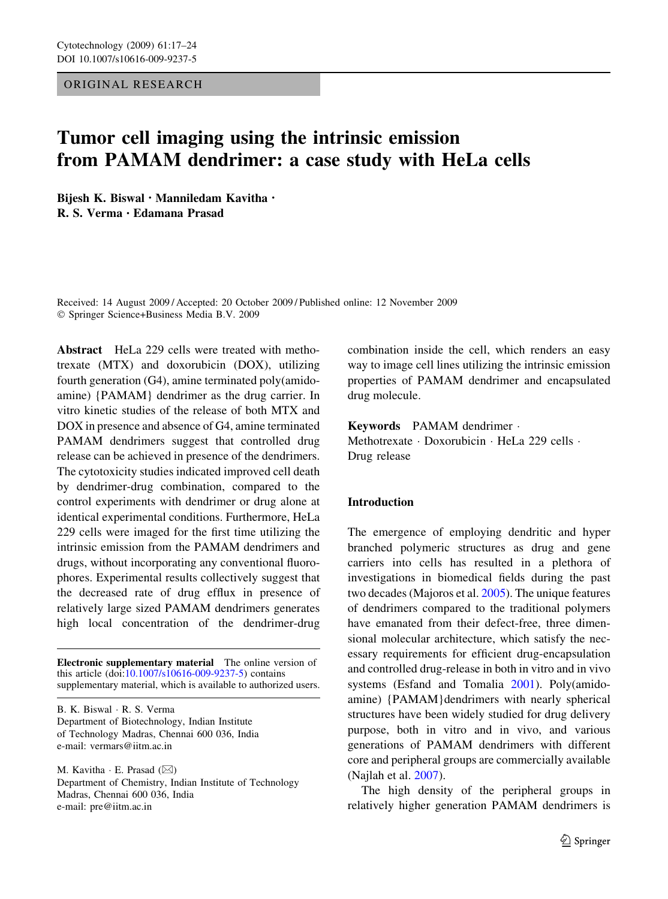ORIGINAL RESEARCH

# Tumor cell imaging using the intrinsic emission from PAMAM dendrimer: a case study with HeLa cells

**Bijesh K. Biswal · Manniledam Kavitha · R. S. Verma · Edamana Prasad**

Received: 14 August 2009 / Accepted: 20 October 2009 / Published online: 12 November 2009
© Springer Science+Business Media B.V. 2009

**Abstract** HeLa 229 cells were treated with methotrexate (MTX) and doxorubicin (DOX), utilizing fourth generation (G4), amine terminated poly(amidoamine) {PAMAM} dendrimer as the drug carrier. In vitro kinetic studies of the release of both MTX and DOX in presence and absence of G4, amine terminated PAMAM dendrimers suggest that controlled drug release can be achieved in presence of the dendrimers. The cytotoxicity studies indicated improved cell death by dendrimer-drug combination, compared to the control experiments with dendrimer or drug alone at identical experimental conditions. Furthermore, HeLa 229 cells were imaged for the first time utilizing the intrinsic emission from the PAMAM dendrimers and drugs, without incorporating any conventional fluorophores. Experimental results collectively suggest that the decreased rate of drug efflux in presence of relatively large sized PAMAM dendrimers generates high local concentration of the dendrimer-drug combination inside the cell, which renders an easy way to image cell lines utilizing the intrinsic emission properties of PAMAM dendrimer and encapsulated drug molecule.

**Keywords** PAMAM dendrimer · Methotrexate · Doxorubicin · HeLa 229 cells · Drug release

**Electronic supplementary material** The online version of this article (doi:10.1007/s10616-009-9237-5) contains supplementary material, which is available to authorized users.

B. K. Biswal · R. S. Verma
Department of Biotechnology, Indian Institute of Technology Madras, Chennai 600 036, India
e-mail: vermars@iitm.ac.in

M. Kavitha · E. Prasad (✉)
Department of Chemistry, Indian Institute of Technology Madras, Chennai 600 036, India
e-mail: pre@iitm.ac.in

## Introduction

The emergence of employing dendritic and hyper branched polymeric structures as drug and gene carriers into cells has resulted in a plethora of investigations in biomedical fields during the past two decades (Majoros et al. 2005). The unique features of dendrimers compared to the traditional polymers have emanated from their defect-free, three dimensional molecular architecture, which satisfy the necessary requirements for efficient drug-encapsulation and controlled drug-release in both in vitro and in vivo systems (Esfand and Tomalia 2001). Poly(amidoamine) {PAMAM}dendrimers with nearly spherical structures have been widely studied for drug delivery purpose, both in vitro and in vivo, and various generations of PAMAM dendrimers with different core and peripheral groups are commercially available (Najlah et al. 2007).

The high density of the peripheral groups in relatively higher generation PAMAM dendrimers is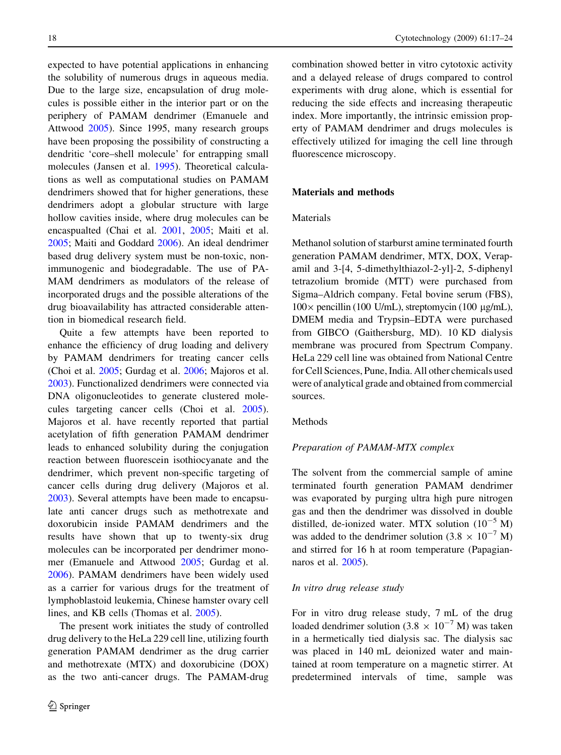expected to have potential applications in enhancing the solubility of numerous drugs in aqueous media. Due to the large size, encapsulation of drug molecules is possible either in the interior part or on the periphery of PAMAM dendrimer (Emanuele and Attwood 2005). Since 1995, many research groups have been proposing the possibility of constructing a dendritic 'core–shell molecule' for entrapping small molecules (Jansen et al. 1995). Theoretical calculations as well as computational studies on PAMAM dendrimers showed that for higher generations, these dendrimers adopt a globular structure with large hollow cavities inside, where drug molecules can be encaspualted (Chai et al. 2001, 2005; Maiti et al. 2005; Maiti and Goddard 2006). An ideal dendrimer based drug delivery system must be non-toxic, non-immunogenic and biodegradable. The use of PAMAM dendrimers as modulators of the release of incorporated drugs and the possible alterations of the drug bioavailability has attracted considerable attention in biomedical research field.

Quite a few attempts have been reported to enhance the efficiency of drug loading and delivery by PAMAM dendrimers for treating cancer cells (Choi et al. 2005; Gurdag et al. 2006; Majoros et al. 2003). Functionalized dendrimers were connected via DNA oligonucleotides to generate clustered molecules targeting cancer cells (Choi et al. 2005). Majoros et al. have recently reported that partial acetylation of fifth generation PAMAM dendrimer leads to enhanced solubility during the conjugation reaction between fluorescein isothiocyanate and the dendrimer, which prevent non-specific targeting of cancer cells during drug delivery (Majoros et al. 2003). Several attempts have been made to encapsulate anti cancer drugs such as methotrexate and doxorubicin inside PAMAM dendrimers and the results have shown that up to twenty-six drug molecules can be incorporated per dendrimer monomer (Emanuele and Attwood 2005; Gurdag et al. 2006). PAMAM dendrimers have been widely used as a carrier for various drugs for the treatment of lymphoblastoid leukemia, Chinese hamster ovary cell lines, and KB cells (Thomas et al. 2005).

The present work initiates the study of controlled drug delivery to the HeLa 229 cell line, utilizing fourth generation PAMAM dendrimer as the drug carrier and methotrexate (MTX) and doxorubicine (DOX) as the two anti-cancer drugs. The PAMAM-drug combination showed better in vitro cytotoxic activity and a delayed release of drugs compared to control experiments with drug alone, which is essential for reducing the side effects and increasing therapeutic index. More importantly, the intrinsic emission property of PAMAM dendrimer and drugs molecules is effectively utilized for imaging the cell line through fluorescence microscopy.

## Materials and methods

### Materials

Methanol solution of starburst amine terminated fourth generation PAMAM dendrimer, MTX, DOX, Verapamil and 3-[4, 5-dimethylthiazol-2-yl]-2, 5-diphenyl tetrazolium bromide (MTT) were purchased from Sigma–Aldrich company. Fetal bovine serum (FBS), 100× pencillin (100 U/mL), streptomycin (100 μg/mL), DMEM media and Trypsin–EDTA were purchased from GIBCO (Gaithersburg, MD). 10 KD dialysis membrane was procured from Spectrum Company. HeLa 229 cell line was obtained from National Centre for Cell Sciences, Pune, India. All other chemicals used were of analytical grade and obtained from commercial sources.

### Methods

#### *Preparation of PAMAM-MTX complex*

The solvent from the commercial sample of amine terminated fourth generation PAMAM dendrimer was evaporated by purging ultra high pure nitrogen gas and then the dendrimer was dissolved in double distilled, de-ionized water. MTX solution ($10^{-5}$ M) was added to the dendrimer solution ($3.8 \times 10^{-7}$ M) and stirred for 16 h at room temperature (Papagiannaros et al. 2005).

#### *In vitro drug release study*

For in vitro drug release study, 7 mL of the drug loaded dendrimer solution ($3.8 \times 10^{-7}$ M) was taken in a hermetically tied dialysis sac. The dialysis sac was placed in 140 mL deionized water and maintained at room temperature on a magnetic stirrer. At predetermined intervals of time, sample was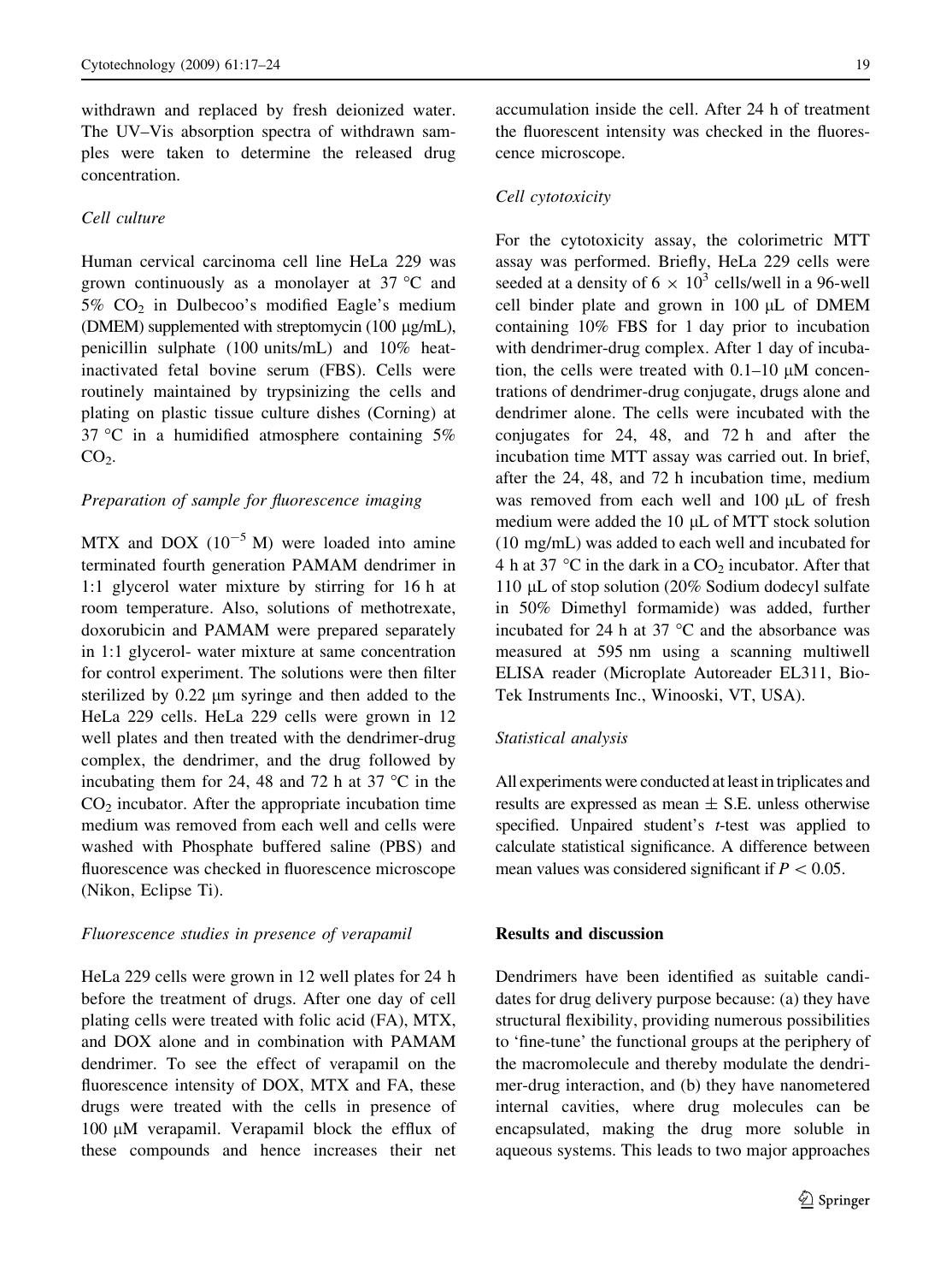withdrawn and replaced by fresh deionized water. The UV–Vis absorption spectra of withdrawn samples were taken to determine the released drug concentration.

### *Cell culture*

Human cervical carcinoma cell line HeLa 229 was grown continuously as a monolayer at 37 °C and 5% $CO_2$ in Dulbecoo's modified Eagle's medium (DMEM) supplemented with streptomycin (100 μg/mL), penicillin sulphate (100 units/mL) and 10% heat-inactivated fetal bovine serum (FBS). Cells were routinely maintained by trypsinizing the cells and plating on plastic tissue culture dishes (Corning) at 37 °C in a humidified atmosphere containing 5% $CO_2$.

### *Preparation of sample for fluorescence imaging*

MTX and DOX ($10^{-5}$ M) were loaded into amine terminated fourth generation PAMAM dendrimer in 1:1 glycerol water mixture by stirring for 16 h at room temperature. Also, solutions of methotrexate, doxorubicin and PAMAM were prepared separately in 1:1 glycerol- water mixture at same concentration for control experiment. The solutions were then filter sterilized by 0.22 μm syringe and then added to the HeLa 229 cells. HeLa 229 cells were grown in 12 well plates and then treated with the dendrimer-drug complex, the dendrimer, and the drug followed by incubating them for 24, 48 and 72 h at 37 °C in the $CO_2$ incubator. After the appropriate incubation time medium was removed from each well and cells were washed with Phosphate buffered saline (PBS) and fluorescence was checked in fluorescence microscope (Nikon, Eclipse Ti).

### *Fluorescence studies in presence of verapamil*

HeLa 229 cells were grown in 12 well plates for 24 h before the treatment of drugs. After one day of cell plating cells were treated with folic acid (FA), MTX, and DOX alone and in combination with PAMAM dendrimer. To see the effect of verapamil on the fluorescence intensity of DOX, MTX and FA, these drugs were treated with the cells in presence of 100 μM verapamil. Verapamil block the efflux of these compounds and hence increases their net accumulation inside the cell. After 24 h of treatment the fluorescent intensity was checked in the fluorescence microscope.

### *Cell cytotoxicity*

For the cytotoxicity assay, the colorimetric MTT assay was performed. Briefly, HeLa 229 cells were seeded at a density of $6 \times 10^3$ cells/well in a 96-well cell binder plate and grown in 100 μL of DMEM containing 10% FBS for 1 day prior to incubation with dendrimer-drug complex. After 1 day of incubation, the cells were treated with 0.1–10 μM concentrations of dendrimer-drug conjugate, drugs alone and dendrimer alone. The cells were incubated with the conjugates for 24, 48, and 72 h and after the incubation time MTT assay was carried out. In brief, after the 24, 48, and 72 h incubation time, medium was removed from each well and 100 μL of fresh medium were added the 10 μL of MTT stock solution (10 mg/mL) was added to each well and incubated for 4 h at 37 °C in the dark in a $CO_2$ incubator. After that 110 μL of stop solution (20% Sodium dodecyl sulfate in 50% Dimethyl formamide) was added, further incubated for 24 h at 37 °C and the absorbance was measured at 595 nm using a scanning multiwell ELISA reader (Microplate Autoreader EL311, Bio-Tek Instruments Inc., Winooski, VT, USA).

### *Statistical analysis*

All experiments were conducted at least in triplicates and results are expressed as mean ± S.E. unless otherwise specified. Unpaired student's *t*-test was applied to calculate statistical significance. A difference between mean values was considered significant if $P < 0.05$.

## Results and discussion

Dendrimers have been identified as suitable candidates for drug delivery purpose because: (a) they have structural flexibility, providing numerous possibilities to 'fine-tune' the functional groups at the periphery of the macromolecule and thereby modulate the dendrimer-drug interaction, and (b) they have nanometered internal cavities, where drug molecules can be encapsulated, making the drug more soluble in aqueous systems. This leads to two major approaches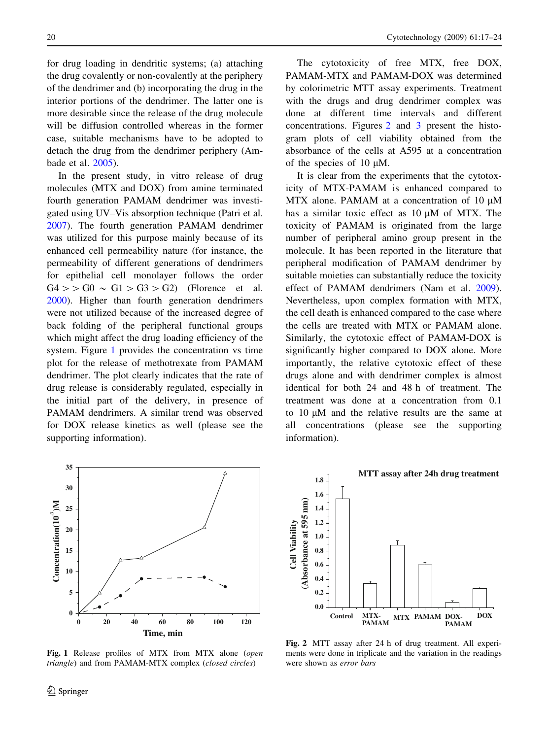for drug loading in dendritic systems; (a) attaching the drug covalently or non-covalently at the periphery of the dendrimer and (b) incorporating the drug in the interior portions of the dendrimer. The latter one is more desirable since the release of the drug molecule will be diffusion controlled whereas in the former case, suitable mechanisms have to be adopted to detach the drug from the dendrimer periphery (Ambade et al. 2005).

In the present study, in vitro release of drug molecules (MTX and DOX) from amine terminated fourth generation PAMAM dendrimer was investigated using UV–Vis absorption technique (Patri et al. 2007). The fourth generation PAMAM dendrimer was utilized for this purpose mainly because of its enhanced cell permeability nature (for instance, the permeability of different generations of dendrimers for epithelial cell monolayer follows the order G4 > > G0 ~ G1 > G3 > G2) (Florence et al. 2000). Higher than fourth generation dendrimers were not utilized because of the increased degree of back folding of the peripheral functional groups which might affect the drug loading efficiency of the system. Figure 1 provides the concentration vs time plot for the release of methotrexate from PAMAM dendrimer. The plot clearly indicates that the rate of drug release is considerably regulated, especially in the initial part of the delivery, in presence of PAMAM dendrimers. A similar trend was observed for DOX release kinetics as well (please see the supporting information).

**Fig. 1** Release profiles of MTX from MTX alone (*open triangle*) and from PAMAM-MTX complex (*closed circles*)

The cytotoxicity of free MTX, free DOX, PAMAM-MTX and PAMAM-DOX was determined by colorimetric MTT assay experiments. Treatment with the drugs and drug dendrimer complex was done at different time intervals and different concentrations. Figures 2 and 3 present the histogram plots of cell viability obtained from the absorbance of the cells at A595 at a concentration of the species of 10 μM.

It is clear from the experiments that the cytotoxicity of MTX-PAMAM is enhanced compared to MTX alone. PAMAM at a concentration of 10 μM has a similar toxic effect as 10 μM of MTX. The toxicity of PAMAM is originated from the large number of peripheral amino group present in the molecule. It has been reported in the literature that peripheral modification of PAMAM dendrimer by suitable moieties can substantially reduce the toxicity effect of PAMAM dendrimers (Nam et al. 2009). Nevertheless, upon complex formation with MTX, the cell death is enhanced compared to the case where the cells are treated with MTX or PAMAM alone. Similarly, the cytotoxic effect of PAMAM-DOX is significantly higher compared to DOX alone. More importantly, the relative cytotoxic effect of these drugs alone and with dendrimer complex is almost identical for both 24 and 48 h of treatment. The treatment was done at a concentration from 0.1 to 10 μM and the relative results are the same at all concentrations (please see the supporting information).

**Fig. 2** MTT assay after 24 h of drug treatment. All experiments were done in triplicate and the variation in the readings were shown as *error bars*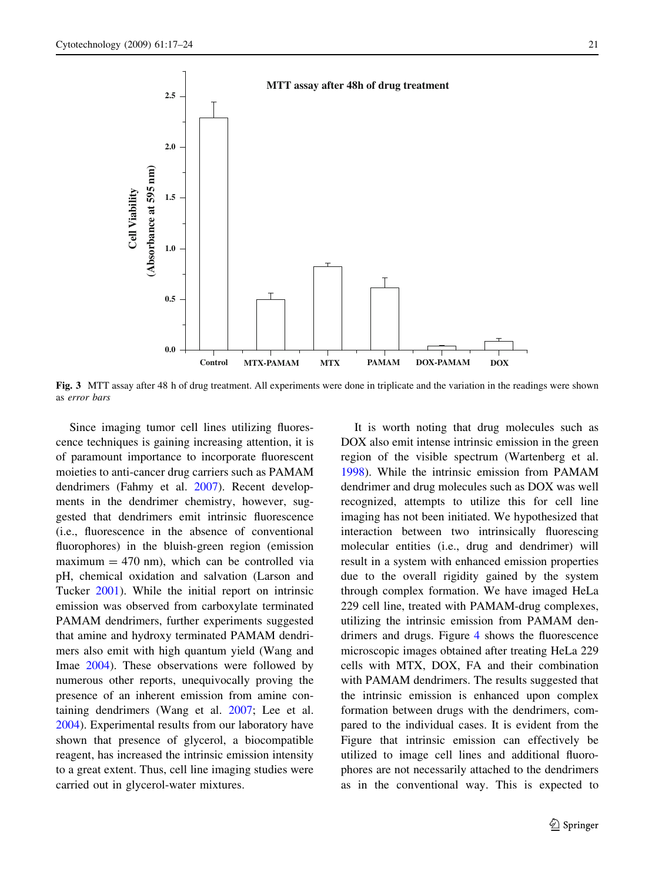**Fig. 3** MTT assay after 48 h of drug treatment. All experiments were done in triplicate and the variation in the readings were shown as *error bars*

Since imaging tumor cell lines utilizing fluorescence techniques is gaining increasing attention, it is of paramount importance to incorporate fluorescent moieties to anti-cancer drug carriers such as PAMAM dendrimers (Fahmy et al. 2007). Recent developments in the dendrimer chemistry, however, suggested that dendrimers emit intrinsic fluorescence (i.e., fluorescence in the absence of conventional fluorophores) in the bluish-green region (emission maximum = 470 nm), which can be controlled via pH, chemical oxidation and salvation (Larson and Tucker 2001). While the initial report on intrinsic emission was observed from carboxylate terminated PAMAM dendrimers, further experiments suggested that amine and hydroxy terminated PAMAM dendrimers also emit with high quantum yield (Wang and Imae 2004). These observations were followed by numerous other reports, unequivocally proving the presence of an inherent emission from amine containing dendrimers (Wang et al. 2007; Lee et al. 2004). Experimental results from our laboratory have shown that presence of glycerol, a biocompatible reagent, has increased the intrinsic emission intensity to a great extent. Thus, cell line imaging studies were carried out in glycerol-water mixtures.

It is worth noting that drug molecules such as DOX also emit intense intrinsic emission in the green region of the visible spectrum (Wartenberg et al. 1998). While the intrinsic emission from PAMAM dendrimer and drug molecules such as DOX was well recognized, attempts to utilize this for cell line imaging has not been initiated. We hypothesized that interaction between two intrinsically fluorescing molecular entities (i.e., drug and dendrimer) will result in a system with enhanced emission properties due to the overall rigidity gained by the system through complex formation. We have imaged HeLa 229 cell line, treated with PAMAM-drug complexes, utilizing the intrinsic emission from PAMAM dendrimers and drugs. Figure 4 shows the fluorescence microscopic images obtained after treating HeLa 229 cells with MTX, DOX, FA and their combination with PAMAM dendrimers. The results suggested that the intrinsic emission is enhanced upon complex formation between drugs with the dendrimers, compared to the individual cases. It is evident from the Figure that intrinsic emission can effectively be utilized to image cell lines and additional fluorophores are not necessarily attached to the dendrimers as in the conventional way. This is expected to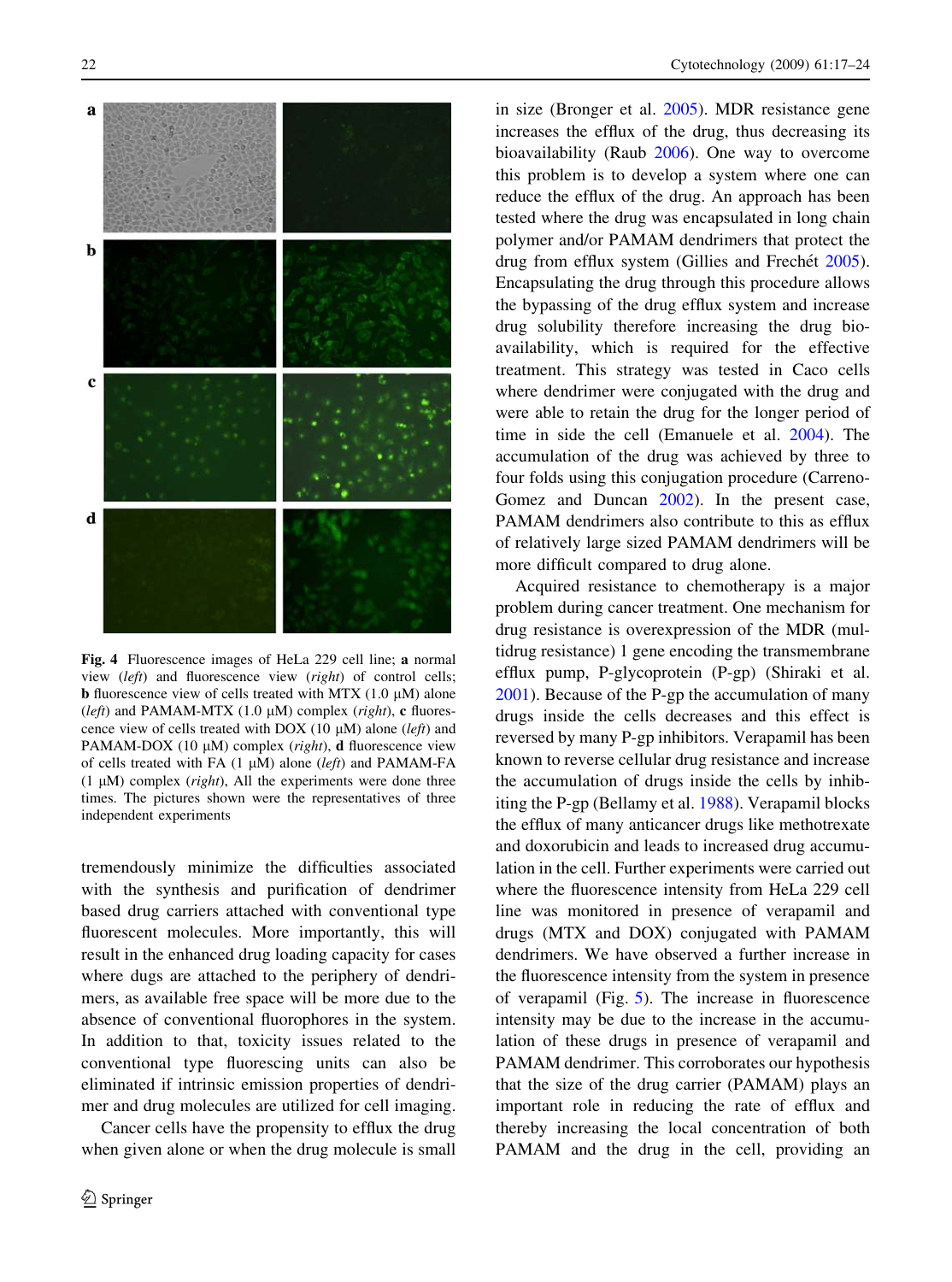**Fig. 4** Fluorescence images of HeLa 229 cell line; **a** normal view (*left*) and fluorescence view (*right*) of control cells; **b** fluorescence view of cells treated with MTX (1.0 μM) alone (*left*) and PAMAM-MTX (1.0 μM) complex (*right*), **c** fluorescence view of cells treated with DOX (10 μM) alone (*left*) and PAMAM-DOX (10 μM) complex (*right*), **d** fluorescence view of cells treated with FA (1 μM) alone (*left*) and PAMAM-FA (1 μM) complex (*right*), All the experiments were done three times. The pictures shown were the representatives of three independent experiments

tremendously minimize the difficulties associated with the synthesis and purification of dendrimer based drug carriers attached with conventional type fluorescent molecules. More importantly, this will result in the enhanced drug loading capacity for cases where dugs are attached to the periphery of dendrimers, as available free space will be more due to the absence of conventional fluorophores in the system. In addition to that, toxicity issues related to the conventional type fluorescing units can also be eliminated if intrinsic emission properties of dendrimer and drug molecules are utilized for cell imaging.

Cancer cells have the propensity to efflux the drug when given alone or when the drug molecule is small in size (Bronger et al. 2005). MDR resistance gene increases the efflux of the drug, thus decreasing its bioavailability (Raub 2006). One way to overcome this problem is to develop a system where one can reduce the efflux of the drug. An approach has been tested where the drug was encapsulated in long chain polymer and/or PAMAM dendrimers that protect the drug from efflux system (Gillies and Frechét 2005). Encapsulating the drug through this procedure allows the bypassing of the drug efflux system and increase drug solubility therefore increasing the drug bioavailability, which is required for the effective treatment. This strategy was tested in Caco cells where dendrimer were conjugated with the drug and were able to retain the drug for the longer period of time in side the cell (Emanuele et al. 2004). The accumulation of the drug was achieved by three to four folds using this conjugation procedure (Carreno-Gomez and Duncan 2002). In the present case, PAMAM dendrimers also contribute to this as efflux of relatively large sized PAMAM dendrimers will be more difficult compared to drug alone.

Acquired resistance to chemotherapy is a major problem during cancer treatment. One mechanism for drug resistance is overexpression of the MDR (multidrug resistance) 1 gene encoding the transmembrane efflux pump, P-glycoprotein (P-gp) (Shiraki et al. 2001). Because of the P-gp the accumulation of many drugs inside the cells decreases and this effect is reversed by many P-gp inhibitors. Verapamil has been known to reverse cellular drug resistance and increase the accumulation of drugs inside the cells by inhibiting the P-gp (Bellamy et al. 1988). Verapamil blocks the efflux of many anticancer drugs like methotrexate and doxorubicin and leads to increased drug accumulation in the cell. Further experiments were carried out where the fluorescence intensity from HeLa 229 cell line was monitored in presence of verapamil and drugs (MTX and DOX) conjugated with PAMAM dendrimers. We have observed a further increase in the fluorescence intensity from the system in presence of verapamil (Fig. 5). The increase in fluorescence intensity may be due to the increase in the accumulation of these drugs in presence of verapamil and PAMAM dendrimer. This corroborates our hypothesis that the size of the drug carrier (PAMAM) plays an important role in reducing the rate of efflux and thereby increasing the local concentration of both PAMAM and the drug in the cell, providing an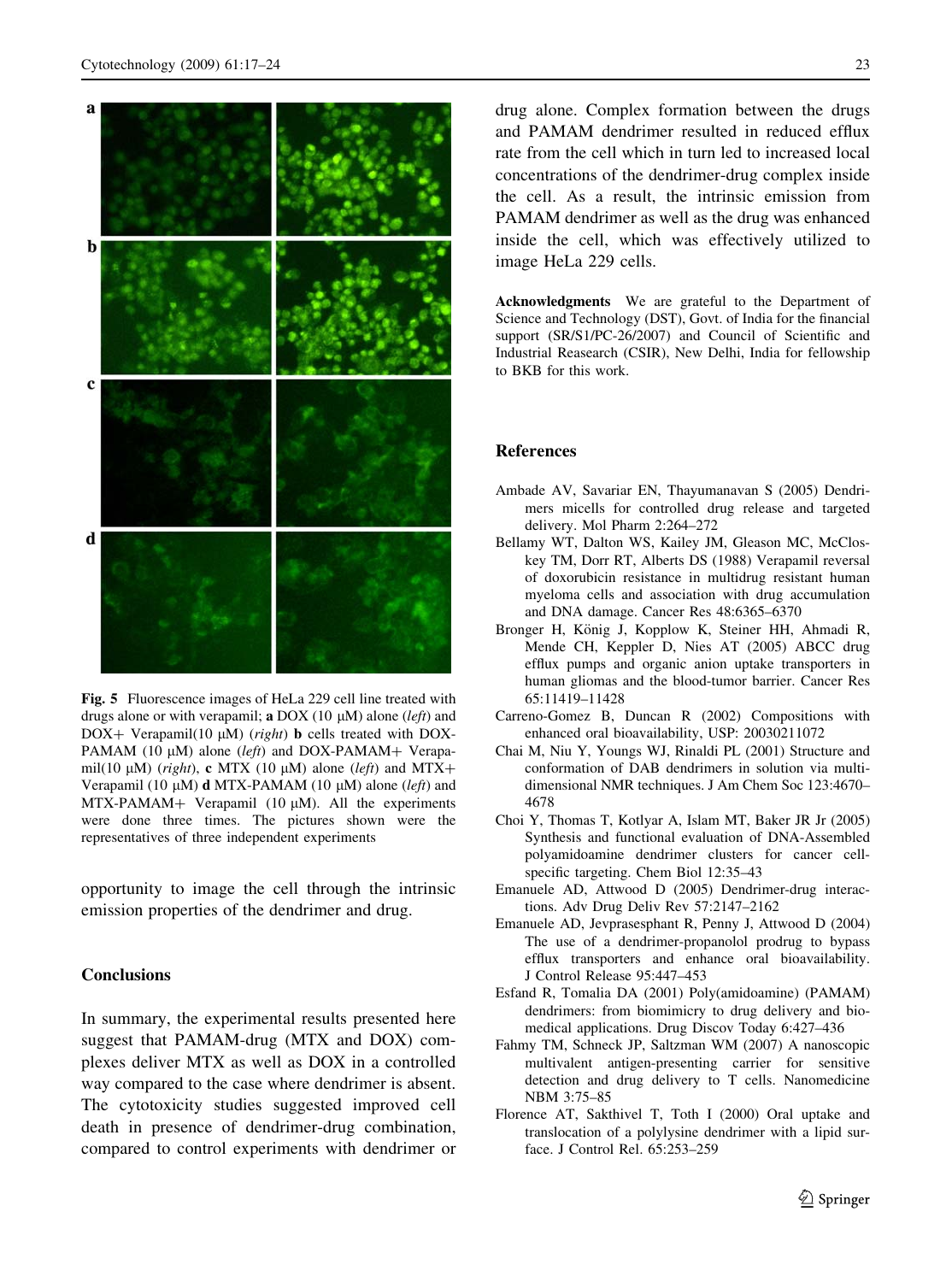Fig. 5 Fluorescence images of HeLa 229 cell line treated with drugs alone or with verapamil; **a** DOX (10 μM) alone (*left*) and DOX+ Verapamil(10 μM) (*right*) **b** cells treated with DOX-PAMAM (10 μM) alone (*left*) and DOX-PAMAM+ Verapamil(10 μM) (*right*), **c** MTX (10 μM) alone (*left*) and MTX+ Verapamil (10 μM) **d** MTX-PAMAM (10 μM) alone (*left*) and MTX-PAMAM+ Verapamil (10 μM). All the experiments were done three times. The pictures shown were the representatives of three independent experiments

opportunity to image the cell through the intrinsic emission properties of the dendrimer and drug.

## Conclusions

In summary, the experimental results presented here suggest that PAMAM-drug (MTX and DOX) complexes deliver MTX as well as DOX in a controlled way compared to the case where dendrimer is absent. The cytotoxicity studies suggested improved cell death in presence of dendrimer-drug combination, compared to control experiments with dendrimer or drug alone. Complex formation between the drugs and PAMAM dendrimer resulted in reduced efflux rate from the cell which in turn led to increased local concentrations of the dendrimer-drug complex inside the cell. As a result, the intrinsic emission from PAMAM dendrimer as well as the drug was enhanced inside the cell, which was effectively utilized to image HeLa 229 cells.

**Acknowledgments** We are grateful to the Department of Science and Technology (DST), Govt. of India for the financial support (SR/S1/PC-26/2007) and Council of Scientific and Industrial Reasearch (CSIR), New Delhi, India for fellowship to BKB for this work.

## References

Ambade AV, Savariar EN, Thayumanavan S (2005) Dendrimers micells for controlled drug release and targeted delivery. Mol Pharm 2:264–272

Bellamy WT, Dalton WS, Kailey JM, Gleason MC, McCloskey TM, Dorr RT, Alberts DS (1988) Verapamil reversal of doxorubicin resistance in multidrug resistant human myeloma cells and association with drug accumulation and DNA damage. Cancer Res 48:6365–6370

Bronger H, König J, Kopplow K, Steiner HH, Ahmadi R, Mende CH, Keppler D, Nies AT (2005) ABCC drug efflux pumps and organic anion uptake transporters in human gliomas and the blood-tumor barrier. Cancer Res 65:11419–11428

Carreno-Gomez B, Duncan R (2002) Compositions with enhanced oral bioavailability, USP: 20030211072

Chai M, Niu Y, Youngs WJ, Rinaldi PL (2001) Structure and conformation of DAB dendrimers in solution via multidimensional NMR techniques. J Am Chem Soc 123:4670–4678

Choi Y, Thomas T, Kotlyar A, Islam MT, Baker JR Jr (2005) Synthesis and functional evaluation of DNA-Assembled polyamidoamine dendrimer clusters for cancer cell-specific targeting. Chem Biol 12:35–43

Emanuele AD, Attwood D (2005) Dendrimer-drug interactions. Adv Drug Deliv Rev 57:2147–2162

Emanuele AD, Jevprasesphant R, Penny J, Attwood D (2004) The use of a dendrimer-propanolol prodrug to bypass efflux transporters and enhance oral bioavailability. J Control Release 95:447–453

Esfand R, Tomalia DA (2001) Poly(amidoamine) (PAMAM) dendrimers: from biomimicry to drug delivery and biomedical applications. Drug Discov Today 6:427–436

Fahmy TM, Schneck JP, Saltzman WM (2007) A nanoscopic multivalent antigen-presenting carrier for sensitive detection and drug delivery to T cells. Nanomedicine NBM 3:75–85

Florence AT, Sakthivel T, Toth I (2000) Oral uptake and translocation of a polylysine dendrimer with a lipid surface. J Control Rel. 65:253–259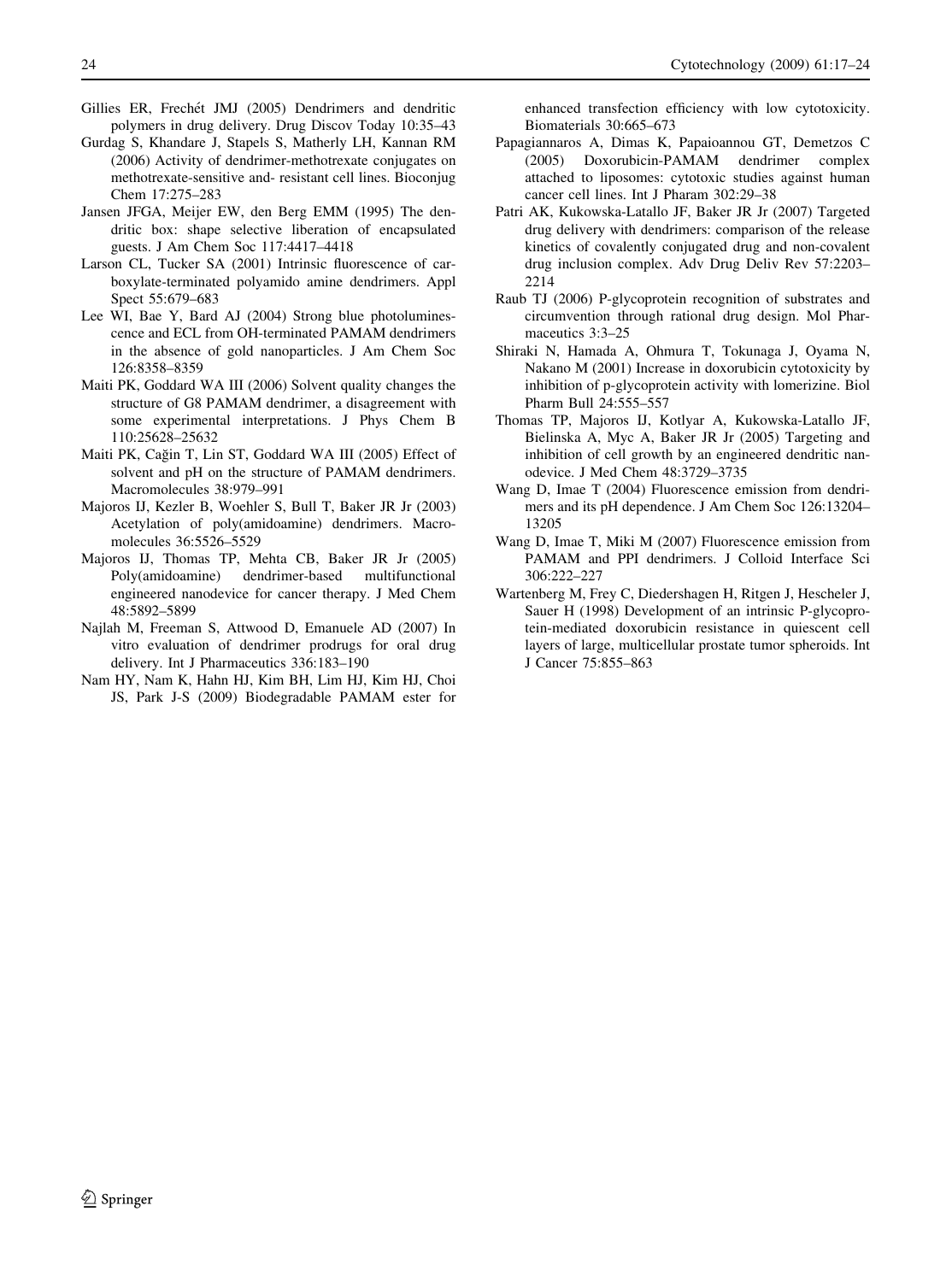Gillies ER, Frechét JMJ (2005) Dendrimers and dendritic polymers in drug delivery. Drug Discov Today 10:35–43

Gurdag S, Khandare J, Stapels S, Matherly LH, Kannan RM (2006) Activity of dendrimer-methotrexate conjugates on methotrexate-sensitive and- resistant cell lines. Bioconjug Chem 17:275–283

Jansen JFGA, Meijer EW, den Berg EMM (1995) The dendritic box: shape selective liberation of encapsulated guests. J Am Chem Soc 117:4417–4418

Larson CL, Tucker SA (2001) Intrinsic fluorescence of carboxylate-terminated polyamido amine dendrimers. Appl Spect 55:679–683

Lee WI, Bae Y, Bard AJ (2004) Strong blue photoluminescence and ECL from OH-terminated PAMAM dendrimers in the absence of gold nanoparticles. J Am Chem Soc 126:8358–8359

Maiti PK, Goddard WA III (2006) Solvent quality changes the structure of G8 PAMAM dendrimer, a disagreement with some experimental interpretations. J Phys Chem B 110:25628–25632

Maiti PK, Cağin T, Lin ST, Goddard WA III (2005) Effect of solvent and pH on the structure of PAMAM dendrimers. Macromolecules 38:979–991

Majoros IJ, Kezler B, Woehler S, Bull T, Baker JR Jr (2003) Acetylation of poly(amidoamine) dendrimers. Macromolecules 36:5526–5529

Majoros IJ, Thomas TP, Mehta CB, Baker JR Jr (2005) Poly(amidoamine) dendrimer-based multifunctional engineered nanodevice for cancer therapy. J Med Chem 48:5892–5899

Najlah M, Freeman S, Attwood D, Emanuele AD (2007) In vitro evaluation of dendrimer prodrugs for oral drug delivery. Int J Pharmaceutics 336:183–190

Nam HY, Nam K, Hahn HJ, Kim BH, Lim HJ, Kim HJ, Choi JS, Park J-S (2009) Biodegradable PAMAM ester for enhanced transfection efficiency with low cytotoxicity. Biomaterials 30:665–673

Papagiannaros A, Dimas K, Papaioannou GT, Demetzos C (2005) Doxorubicin-PAMAM dendrimer complex attached to liposomes: cytotoxic studies against human cancer cell lines. Int J Pharam 302:29–38

Patri AK, Kukowska-Latallo JF, Baker JR Jr (2007) Targeted drug delivery with dendrimers: comparison of the release kinetics of covalently conjugated drug and non-covalent drug inclusion complex. Adv Drug Deliv Rev 57:2203–2214

Raub TJ (2006) P-glycoprotein recognition of substrates and circumvention through rational drug design. Mol Pharmaceutics 3:3–25

Shiraki N, Hamada A, Ohmura T, Tokunaga J, Oyama N, Nakano M (2001) Increase in doxorubicin cytotoxicity by inhibition of p-glycoprotein activity with lomerizine. Biol Pharm Bull 24:555–557

Thomas TP, Majoros IJ, Kotlyar A, Kukowska-Latallo JF, Bielinska A, Myc A, Baker JR Jr (2005) Targeting and inhibition of cell growth by an engineered dendritic nanodevice. J Med Chem 48:3729–3735

Wang D, Imae T (2004) Fluorescence emission from dendrimers and its pH dependence. J Am Chem Soc 126:13204–13205

Wang D, Imae T, Miki M (2007) Fluorescence emission from PAMAM and PPI dendrimers. J Colloid Interface Sci 306:222–227

Wartenberg M, Frey C, Diedershagen H, Ritgen J, Hescheler J, Sauer H (1998) Development of an intrinsic P-glycoprotein-mediated doxorubicin resistance in quiescent cell layers of large, multicellular prostate tumor spheroids. Int J Cancer 75:855–863